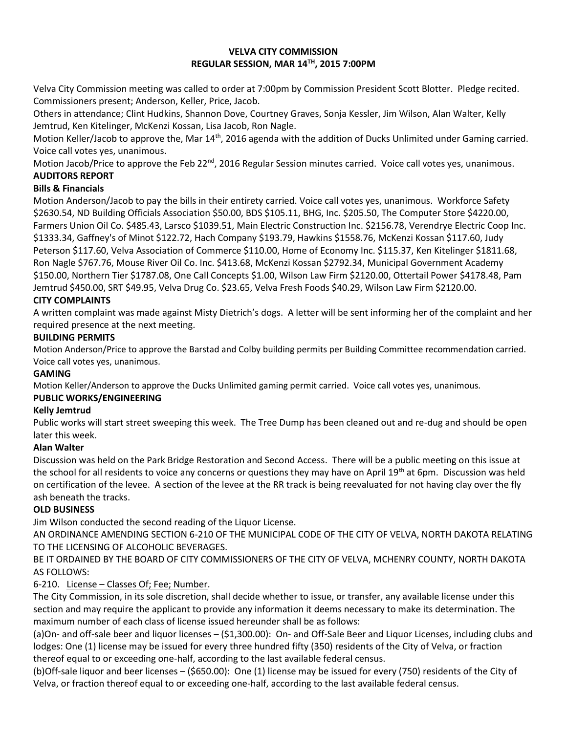**VELVA CITY COMMISSION**
**REGULAR SESSION, MAR 14TH, 2015 7:00PM**

Velva City Commission meeting was called to order at 7:00pm by Commission President Scott Blotter. Pledge recited. Commissioners present; Anderson, Keller, Price, Jacob.

Others in attendance; Clint Hudkins, Shannon Dove, Courtney Graves, Sonja Kessler, Jim Wilson, Alan Walter, Kelly Jemtrud, Ken Kitelinger, McKenzi Kossan, Lisa Jacob, Ron Nagle.

Motion Keller/Jacob to approve the, Mar 14th, 2016 agenda with the addition of Ducks Unlimited under Gaming carried. Voice call votes yes, unanimous.

Motion Jacob/Price to approve the Feb 22nd, 2016 Regular Session minutes carried. Voice call votes yes, unanimous.

**AUDITORS REPORT**

**Bills & Financials**

Motion Anderson/Jacob to pay the bills in their entirety carried. Voice call votes yes, unanimous. Workforce Safety $2630.54, ND Building Officials Association $50.00, BDS $105.11, BHG, Inc. $205.50, The Computer Store $4220.00, Farmers Union Oil Co. $485.43, Larsco $1039.51, Main Electric Construction Inc. $2156.78, Verendrye Electric Coop Inc. $1333.34, Gaffney's of Minot $122.72, Hach Company $193.79, Hawkins $1558.76, McKenzi Kossan $117.60, Judy Peterson $117.60, Velva Association of Commerce $110.00, Home of Economy Inc. $115.37, Ken Kitelinger $1811.68, Ron Nagle $767.76, Mouse River Oil Co. Inc. $413.68, McKenzi Kossan $2792.34, Municipal Government Academy $150.00, Northern Tier $1787.08, One Call Concepts $1.00, Wilson Law Firm $2120.00, Ottertail Power $4178.48, Pam Jemtrud $450.00, SRT $49.95, Velva Drug Co. $23.65, Velva Fresh Foods $40.29, Wilson Law Firm $2120.00.

**CITY COMPLAINTS**

A written complaint was made against Misty Dietrich's dogs. A letter will be sent informing her of the complaint and her required presence at the next meeting.

**BUILDING PERMITS**

Motion Anderson/Price to approve the Barstad and Colby building permits per Building Committee recommendation carried. Voice call votes yes, unanimous.

**GAMING**

Motion Keller/Anderson to approve the Ducks Unlimited gaming permit carried. Voice call votes yes, unanimous.

**PUBLIC WORKS/ENGINEERING**

**Kelly Jemtrud**

Public works will start street sweeping this week. The Tree Dump has been cleaned out and re-dug and should be open later this week.

**Alan Walter**

Discussion was held on the Park Bridge Restoration and Second Access. There will be a public meeting on this issue at the school for all residents to voice any concerns or questions they may have on April 19th at 6pm. Discussion was held on certification of the levee. A section of the levee at the RR track is being reevaluated for not having clay over the fly ash beneath the tracks.

**OLD BUSINESS**

Jim Wilson conducted the second reading of the Liquor License.

AN ORDINANCE AMENDING SECTION 6-210 OF THE MUNICIPAL CODE OF THE CITY OF VELVA, NORTH DAKOTA RELATING TO THE LICENSING OF ALCOHOLIC BEVERAGES.

BE IT ORDAINED BY THE BOARD OF CITY COMMISSIONERS OF THE CITY OF VELVA, MCHENRY COUNTY, NORTH DAKOTA AS FOLLOWS:

6-210. License – Classes Of; Fee; Number.

The City Commission, in its sole discretion, shall decide whether to issue, or transfer, any available license under this section and may require the applicant to provide any information it deems necessary to make its determination. The maximum number of each class of license issued hereunder shall be as follows:

(a)On- and off-sale beer and liquor licenses – ($1,300.00): On- and Off-Sale Beer and Liquor Licenses, including clubs and lodges: One (1) license may be issued for every three hundred fifty (350) residents of the City of Velva, or fraction thereof equal to or exceeding one-half, according to the last available federal census.

(b)Off-sale liquor and beer licenses – ($650.00): One (1) license may be issued for every (750) residents of the City of Velva, or fraction thereof equal to or exceeding one-half, according to the last available federal census.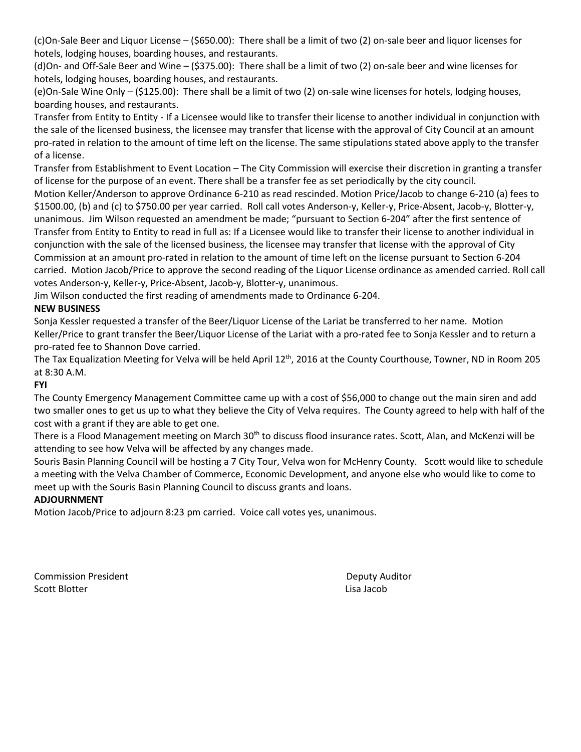(c)On-Sale Beer and Liquor License – ($650.00): There shall be a limit of two (2) on-sale beer and liquor licenses for hotels, lodging houses, boarding houses, and restaurants.

(d)On- and Off-Sale Beer and Wine – ($375.00): There shall be a limit of two (2) on-sale beer and wine licenses for hotels, lodging houses, boarding houses, and restaurants.

(e)On-Sale Wine Only – ($125.00): There shall be a limit of two (2) on-sale wine licenses for hotels, lodging houses, boarding houses, and restaurants.

Transfer from Entity to Entity - If a Licensee would like to transfer their license to another individual in conjunction with the sale of the licensed business, the licensee may transfer that license with the approval of City Council at an amount pro-rated in relation to the amount of time left on the license. The same stipulations stated above apply to the transfer of a license.

Transfer from Establishment to Event Location – The City Commission will exercise their discretion in granting a transfer of license for the purpose of an event. There shall be a transfer fee as set periodically by the city council.

Motion Keller/Anderson to approve Ordinance 6-210 as read rescinded. Motion Price/Jacob to change 6-210 (a) fees to $1500.00, (b) and (c) to $750.00 per year carried. Roll call votes Anderson-y, Keller-y, Price-Absent, Jacob-y, Blotter-y, unanimous. Jim Wilson requested an amendment be made; "pursuant to Section 6-204" after the first sentence of Transfer from Entity to Entity to read in full as: If a Licensee would like to transfer their license to another individual in conjunction with the sale of the licensed business, the licensee may transfer that license with the approval of City Commission at an amount pro-rated in relation to the amount of time left on the license pursuant to Section 6-204 carried. Motion Jacob/Price to approve the second reading of the Liquor License ordinance as amended carried. Roll call votes Anderson-y, Keller-y, Price-Absent, Jacob-y, Blotter-y, unanimous.

Jim Wilson conducted the first reading of amendments made to Ordinance 6-204.

**NEW BUSINESS**

Sonja Kessler requested a transfer of the Beer/Liquor License of the Lariat be transferred to her name. Motion Keller/Price to grant transfer the Beer/Liquor License of the Lariat with a pro-rated fee to Sonja Kessler and to return a pro-rated fee to Shannon Dove carried.

The Tax Equalization Meeting for Velva will be held April 12th, 2016 at the County Courthouse, Towner, ND in Room 205 at 8:30 A.M.

**FYI**

The County Emergency Management Committee came up with a cost of $56,000 to change out the main siren and add two smaller ones to get us up to what they believe the City of Velva requires. The County agreed to help with half of the cost with a grant if they are able to get one.

There is a Flood Management meeting on March 30th to discuss flood insurance rates. Scott, Alan, and McKenzi will be attending to see how Velva will be affected by any changes made.

Souris Basin Planning Council will be hosting a 7 City Tour, Velva won for McHenry County. Scott would like to schedule a meeting with the Velva Chamber of Commerce, Economic Development, and anyone else who would like to come to meet up with the Souris Basin Planning Council to discuss grants and loans.

**ADJOURNMENT**

Motion Jacob/Price to adjourn 8:23 pm carried. Voice call votes yes, unanimous.

Commission President
Scott Blotter

Deputy Auditor
Lisa Jacob